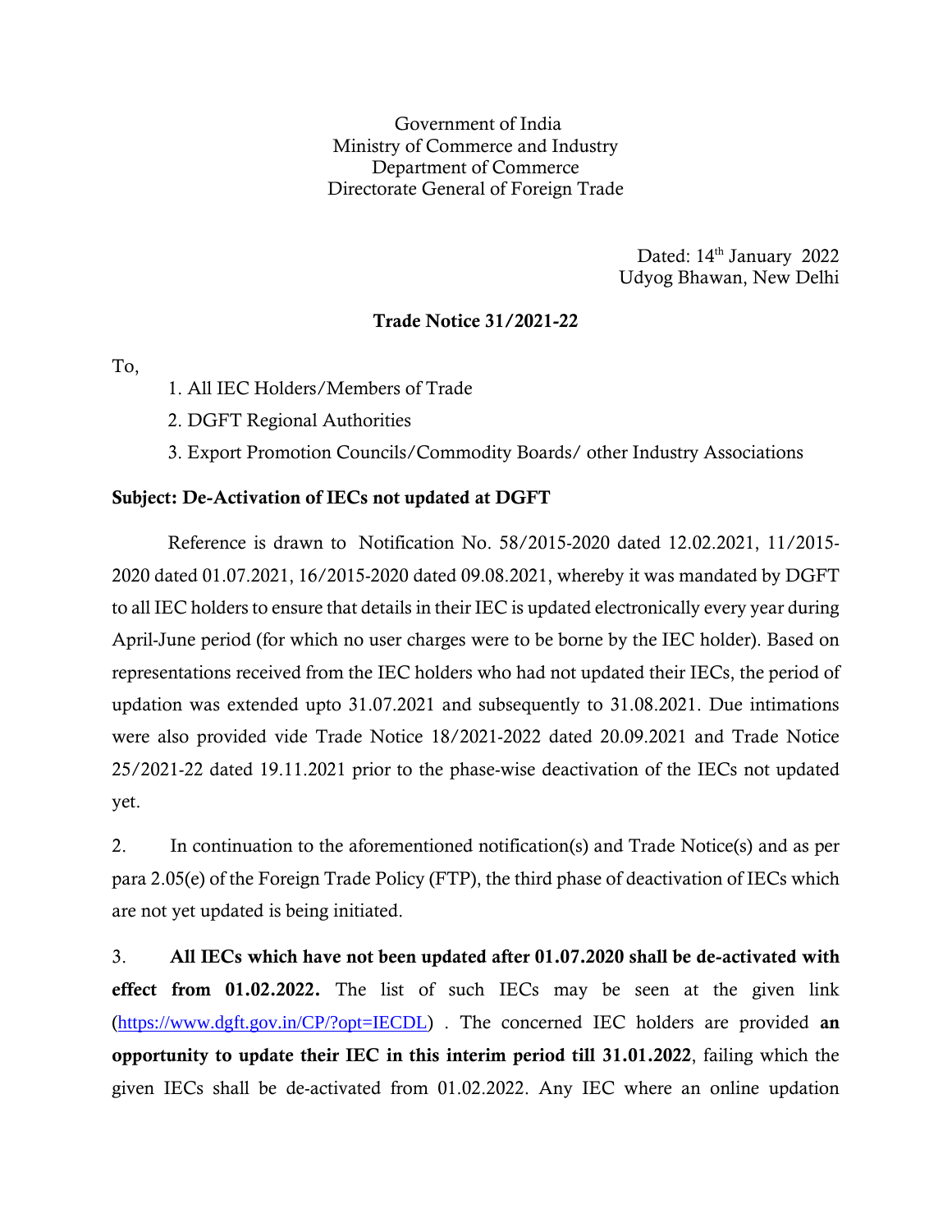Government of India
Ministry of Commerce and Industry
Department of Commerce
Directorate General of Foreign Trade

Dated: 14th January 2022
Udyog Bhawan, New Delhi

**Trade Notice 31/2021-22**

To,

1. All IEC Holders/Members of Trade
2. DGFT Regional Authorities
3. Export Promotion Councils/Commodity Boards/ other Industry Associations

**Subject: De-Activation of IECs not updated at DGFT**

Reference is drawn to Notification No. 58/2015-2020 dated 12.02.2021, 11/2015-2020 dated 01.07.2021, 16/2015-2020 dated 09.08.2021, whereby it was mandated by DGFT to all IEC holders to ensure that details in their IEC is updated electronically every year during April-June period (for which no user charges were to be borne by the IEC holder). Based on representations received from the IEC holders who had not updated their IECs, the period of updation was extended upto 31.07.2021 and subsequently to 31.08.2021. Due intimations were also provided vide Trade Notice 18/2021-2022 dated 20.09.2021 and Trade Notice 25/2021-22 dated 19.11.2021 prior to the phase-wise deactivation of the IECs not updated yet.

2. In continuation to the aforementioned notification(s) and Trade Notice(s) and as per para 2.05(e) of the Foreign Trade Policy (FTP), the third phase of deactivation of IECs which are not yet updated is being initiated.

3. **All IECs which have not been updated after 01.07.2020 shall be de-activated with effect from 01.02.2022.** The list of such IECs may be seen at the given link (https://www.dgft.gov.in/CP/?opt=IECDL) . The concerned IEC holders are provided **an opportunity to update their IEC in this interim period till 31.01.2022**, failing which the given IECs shall be de-activated from 01.02.2022. Any IEC where an online updation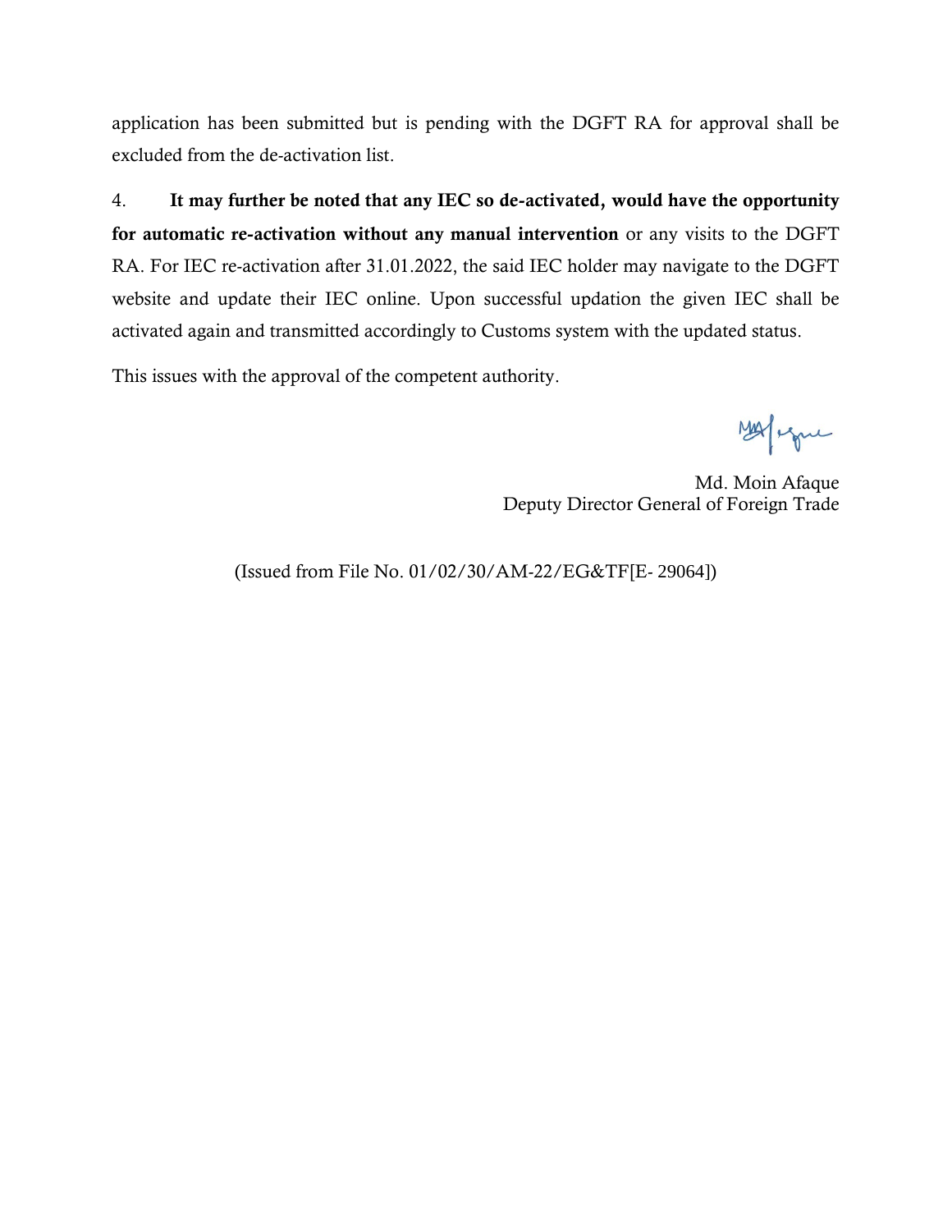application has been submitted but is pending with the DGFT RA for approval shall be excluded from the de-activation list.

4. **It may further be noted that any IEC so de-activated, would have the opportunity for automatic re-activation without any manual intervention** or any visits to the DGFT RA. For IEC re-activation after 31.01.2022, the said IEC holder may navigate to the DGFT website and update their IEC online. Upon successful updation the given IEC shall be activated again and transmitted accordingly to Customs system with the updated status.

This issues with the approval of the competent authority.

Md. Moin Afaque
Deputy Director General of Foreign Trade

(Issued from File No. 01/02/30/AM-22/EG&TF[E- 29064])